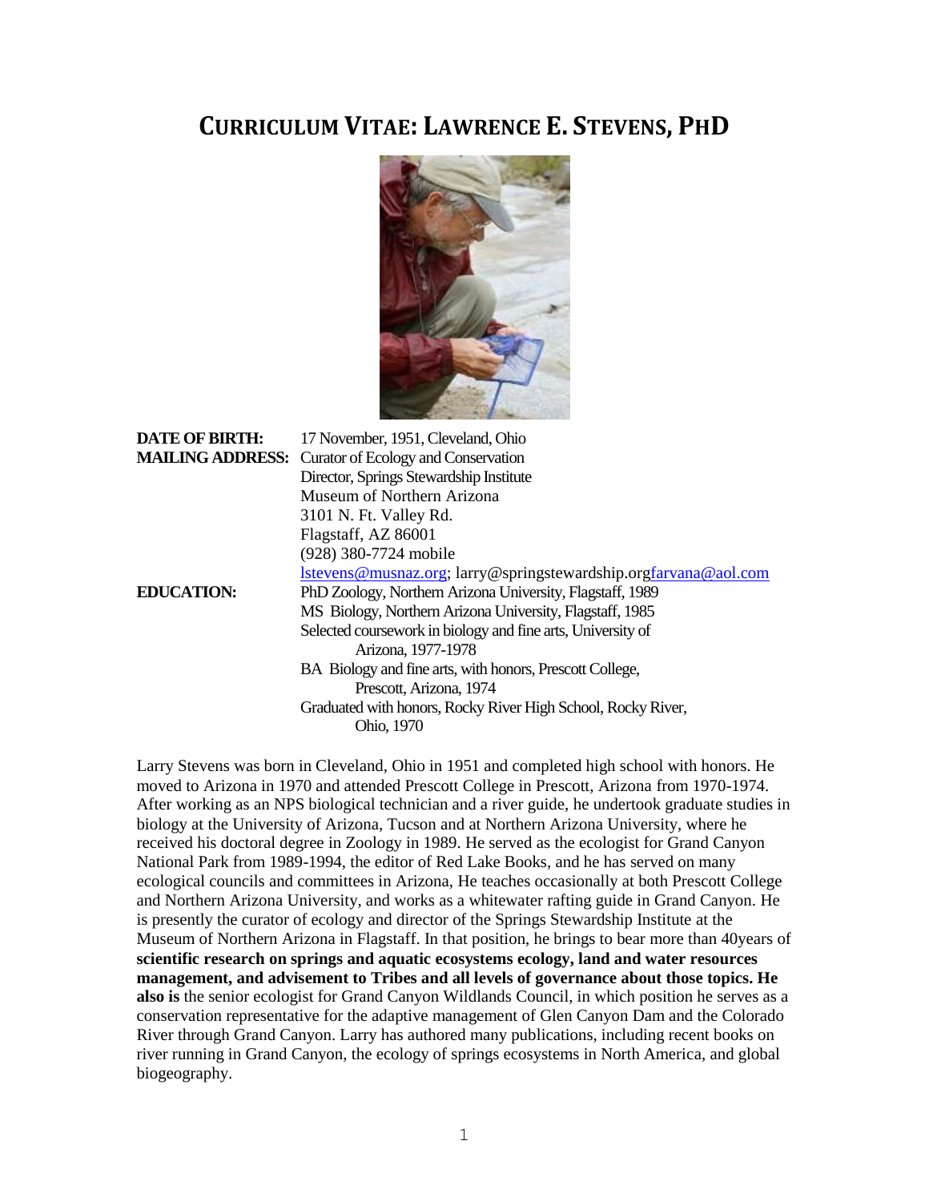# CURRICULUM VITAE: LAWRENCE E. STEVENS, PHD

**DATE OF BIRTH:** 17 November, 1951, Cleveland, Ohio

**MAILING ADDRESS:** Curator of Ecology and Conservation
Director, Springs Stewardship Institute
Museum of Northern Arizona
3101 N. Ft. Valley Rd.
Flagstaff, AZ 86001
(928) 380-7724 mobile
lstevens@musnaz.org; larry@springstewardship.orgfarvana@aol.com

**EDUCATION:** PhD Zoology, Northern Arizona University, Flagstaff, 1989
MS Biology, Northern Arizona University, Flagstaff, 1985
Selected coursework in biology and fine arts, University of Arizona, 1977-1978
BA Biology and fine arts, with honors, Prescott College, Prescott, Arizona, 1974
Graduated with honors, Rocky River High School, Rocky River, Ohio, 1970

Larry Stevens was born in Cleveland, Ohio in 1951 and completed high school with honors. He moved to Arizona in 1970 and attended Prescott College in Prescott, Arizona from 1970-1974. After working as an NPS biological technician and a river guide, he undertook graduate studies in biology at the University of Arizona, Tucson and at Northern Arizona University, where he received his doctoral degree in Zoology in 1989. He served as the ecologist for Grand Canyon National Park from 1989-1994, the editor of Red Lake Books, and he has served on many ecological councils and committees in Arizona, He teaches occasionally at both Prescott College and Northern Arizona University, and works as a whitewater rafting guide in Grand Canyon. He is presently the curator of ecology and director of the Springs Stewardship Institute at the Museum of Northern Arizona in Flagstaff. In that position, he brings to bear more than 40years of **scientific research on springs and aquatic ecosystems ecology, land and water resources management, and advisement to Tribes and all levels of governance about those topics. He also is** the senior ecologist for Grand Canyon Wildlands Council, in which position he serves as a conservation representative for the adaptive management of Glen Canyon Dam and the Colorado River through Grand Canyon. Larry has authored many publications, including recent books on river running in Grand Canyon, the ecology of springs ecosystems in North America, and global biogeography.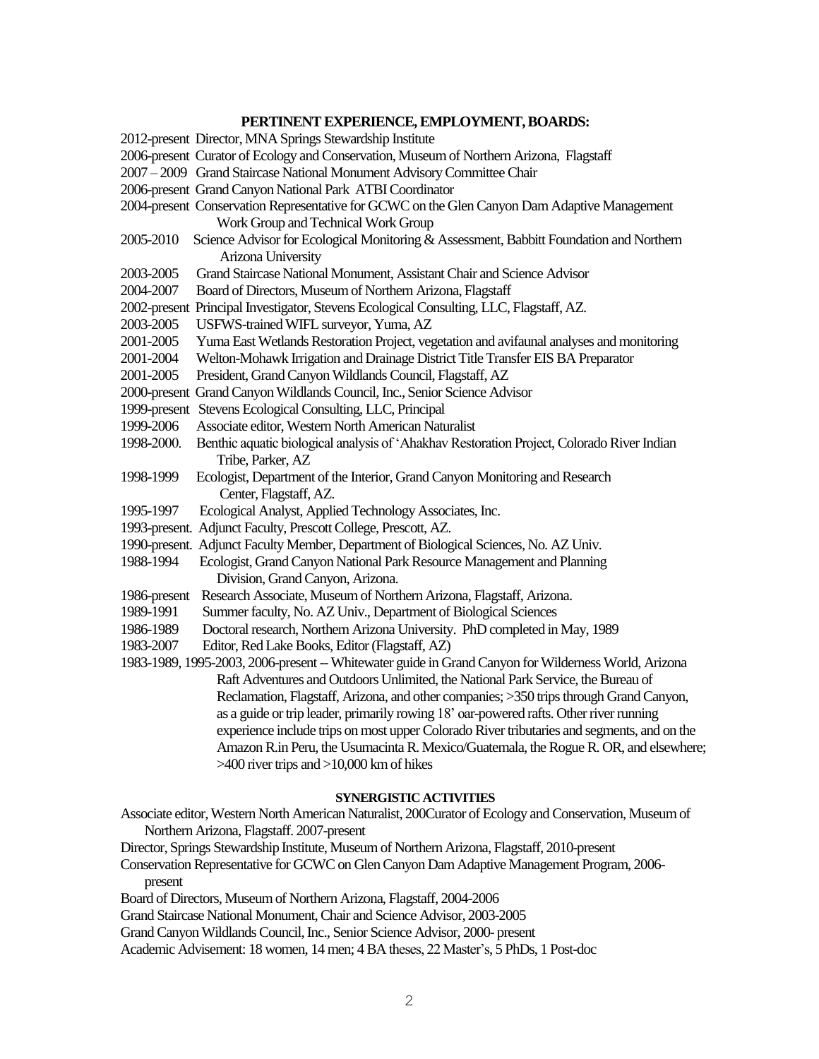## PERTINENT EXPERIENCE, EMPLOYMENT, BOARDS:

2012-present Director, MNA Springs Stewardship Institute

2006-present Curator of Ecology and Conservation, Museum of Northern Arizona, Flagstaff

2007 – 2009 Grand Staircase National Monument Advisory Committee Chair

2006-present Grand Canyon National Park ATBI Coordinator

2004-present Conservation Representative for GCWC on the Glen Canyon Dam Adaptive Management Work Group and Technical Work Group

2005-2010 Science Advisor for Ecological Monitoring & Assessment, Babbitt Foundation and Northern Arizona University

2003-2005 Grand Staircase National Monument, Assistant Chair and Science Advisor

2004-2007 Board of Directors, Museum of Northern Arizona, Flagstaff

2002-present Principal Investigator, Stevens Ecological Consulting, LLC, Flagstaff, AZ.

2003-2005 USFWS-trained WIFL surveyor, Yuma, AZ

2001-2005 Yuma East Wetlands Restoration Project, vegetation and avifaunal analyses and monitoring

2001-2004 Welton-Mohawk Irrigation and Drainage District Title Transfer EIS BA Preparator

2001-2005 President, Grand Canyon Wildlands Council, Flagstaff, AZ

2000-present Grand Canyon Wildlands Council, Inc., Senior Science Advisor

1999-present Stevens Ecological Consulting, LLC, Principal

1999-2006 Associate editor, Western North American Naturalist

1998-2000. Benthic aquatic biological analysis of 'Ahakhav Restoration Project, Colorado River Indian Tribe, Parker, AZ

1998-1999 Ecologist, Department of the Interior, Grand Canyon Monitoring and Research Center, Flagstaff, AZ.

1995-1997 Ecological Analyst, Applied Technology Associates, Inc.

1993-present. Adjunct Faculty, Prescott College, Prescott, AZ.

1990-present. Adjunct Faculty Member, Department of Biological Sciences, No. AZ Univ.

1988-1994 Ecologist, Grand Canyon National Park Resource Management and Planning Division, Grand Canyon, Arizona.

1986-present Research Associate, Museum of Northern Arizona, Flagstaff, Arizona.

1989-1991 Summer faculty, No. AZ Univ., Department of Biological Sciences

1986-1989 Doctoral research, Northern Arizona University. PhD completed in May, 1989

1983-2007 Editor, Red Lake Books, Editor (Flagstaff, AZ)

1983-1989, 1995-2003, 2006-present -- Whitewater guide in Grand Canyon for Wilderness World, Arizona Raft Adventures and Outdoors Unlimited, the National Park Service, the Bureau of Reclamation, Flagstaff, Arizona, and other companies; >350 trips through Grand Canyon, as a guide or trip leader, primarily rowing 18' oar-powered rafts. Other river running experience include trips on most upper Colorado River tributaries and segments, and on the Amazon R.in Peru, the Usumacinta R. Mexico/Guatemala, the Rogue R. OR, and elsewhere; >400 river trips and >10,000 km of hikes

## SYNERGISTIC ACTIVITIES

Associate editor, Western North American Naturalist, 200Curator of Ecology and Conservation, Museum of Northern Arizona, Flagstaff. 2007-present

Director, Springs Stewardship Institute, Museum of Northern Arizona, Flagstaff, 2010-present

Conservation Representative for GCWC on Glen Canyon Dam Adaptive Management Program, 2006-present

Board of Directors, Museum of Northern Arizona, Flagstaff, 2004-2006

Grand Staircase National Monument, Chair and Science Advisor, 2003-2005

Grand Canyon Wildlands Council, Inc., Senior Science Advisor, 2000- present

Academic Advisement: 18 women, 14 men; 4 BA theses, 22 Master's, 5 PhDs, 1 Post-doc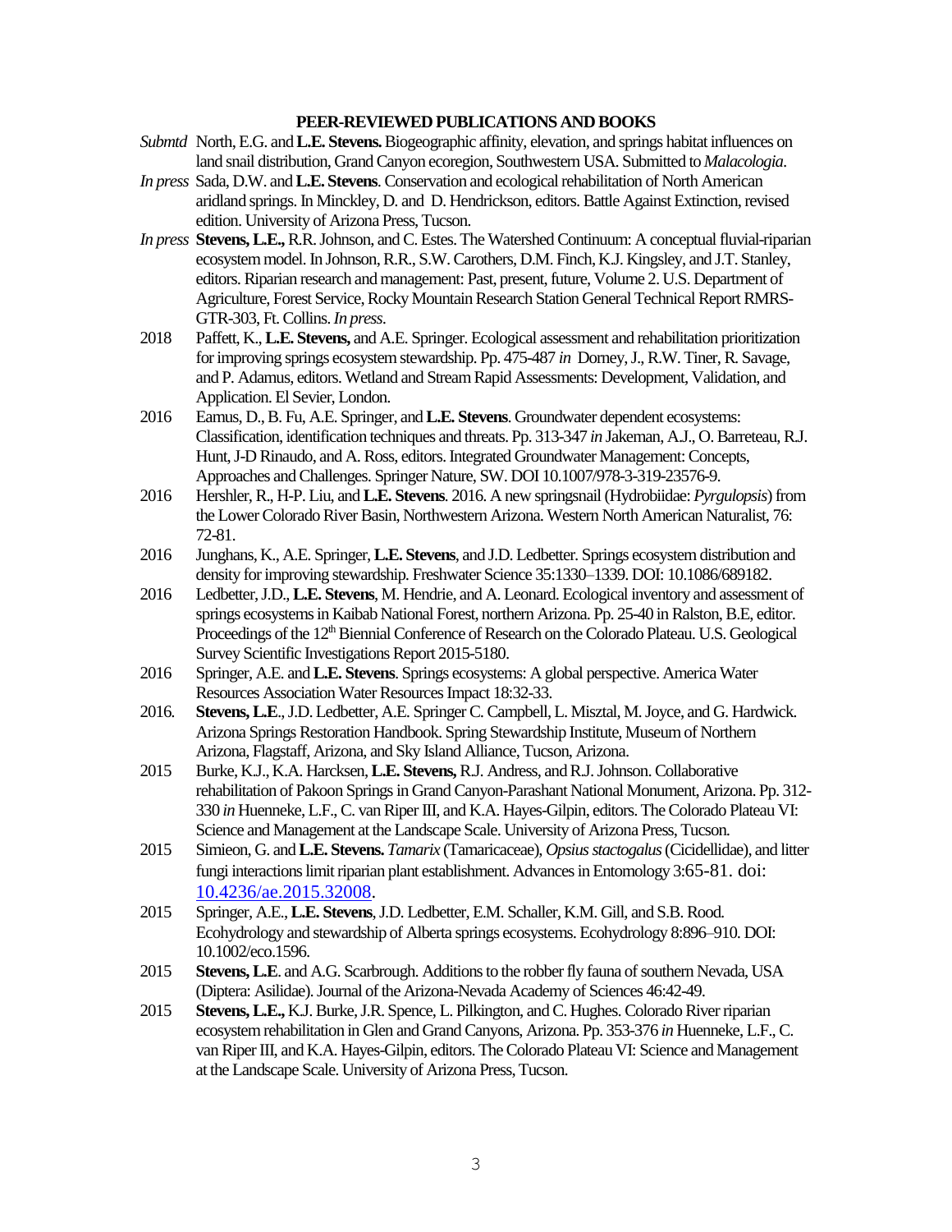## PEER-REVIEWED PUBLICATIONS AND BOOKS

*Submtd* North, E.G. and **L.E. Stevens.** Biogeographic affinity, elevation, and springs habitat influences on land snail distribution, Grand Canyon ecoregion, Southwestern USA. Submitted to *Malacologia*.

*In press* Sada, D.W. and **L.E. Stevens**. Conservation and ecological rehabilitation of North American aridland springs. In Minckley, D. and D. Hendrickson, editors. Battle Against Extinction, revised edition. University of Arizona Press, Tucson.

*In press* **Stevens, L.E.,** R.R. Johnson, and C. Estes. The Watershed Continuum: A conceptual fluvial-riparian ecosystem model. In Johnson, R.R., S.W. Carothers, D.M. Finch, K.J. Kingsley, and J.T. Stanley, editors. Riparian research and management: Past, present, future, Volume 2. U.S. Department of Agriculture, Forest Service, Rocky Mountain Research Station General Technical Report RMRS-GTR-303, Ft. Collins. *In press.*

2018 Paffett, K., **L.E. Stevens,** and A.E. Springer. Ecological assessment and rehabilitation prioritization for improving springs ecosystem stewardship. Pp. 475-487 *in* Dorney, J., R.W. Tiner, R. Savage, and P. Adamus, editors. Wetland and Stream Rapid Assessments: Development, Validation, and Application. El Sevier, London.

2016 Eamus, D., B. Fu, A.E. Springer, and **L.E. Stevens**. Groundwater dependent ecosystems: Classification, identification techniques and threats. Pp. 313-347 *in* Jakeman, A.J., O. Barreteau, R.J. Hunt, J-D Rinaudo, and A. Ross, editors. Integrated Groundwater Management: Concepts, Approaches and Challenges. Springer Nature, SW. DOI 10.1007/978-3-319-23576-9.

2016 Hershler, R., H-P. Liu, and **L.E. Stevens**. 2016. A new springsnail (Hydrobiidae: *Pyrgulopsis*) from the Lower Colorado River Basin, Northwestern Arizona. Western North American Naturalist, 76: 72-81.

2016 Junghans, K., A.E. Springer, **L.E. Stevens**, and J.D. Ledbetter. Springs ecosystem distribution and density for improving stewardship. Freshwater Science 35:1330–1339. DOI: 10.1086/689182.

2016 Ledbetter, J.D., **L.E. Stevens**, M. Hendrie, and A. Leonard. Ecological inventory and assessment of springs ecosystems in Kaibab National Forest, northern Arizona. Pp. 25-40 in Ralston, B.E, editor. Proceedings of the 12th Biennial Conference of Research on the Colorado Plateau. U.S. Geological Survey Scientific Investigations Report 2015-5180.

2016 Springer, A.E. and **L.E. Stevens**. Springs ecosystems: A global perspective. America Water Resources Association Water Resources Impact 18:32-33.

2016. **Stevens, L.E**., J.D. Ledbetter, A.E. Springer C. Campbell, L. Misztal, M. Joyce, and G. Hardwick. Arizona Springs Restoration Handbook. Spring Stewardship Institute, Museum of Northern Arizona, Flagstaff, Arizona, and Sky Island Alliance, Tucson, Arizona.

2015 Burke, K.J., K.A. Harcksen, **L.E. Stevens,** R.J. Andress, and R.J. Johnson. Collaborative rehabilitation of Pakoon Springs in Grand Canyon-Parashant National Monument, Arizona. Pp. 312-330 *in* Huenneke, L.F., C. van Riper III, and K.A. Hayes-Gilpin, editors. The Colorado Plateau VI: Science and Management at the Landscape Scale. University of Arizona Press, Tucson.

2015 Simieon, G. and **L.E. Stevens.** *Tamarix* (Tamaricaceae), *Opsius stactogalus* (Cicidellidae), and litter fungi interactions limit riparian plant establishment. Advances in Entomology 3:65-81. doi: 10.4236/ae.2015.32008.

2015 Springer, A.E., **L.E. Stevens**, J.D. Ledbetter, E.M. Schaller, K.M. Gill, and S.B. Rood. Ecohydrology and stewardship of Alberta springs ecosystems. Ecohydrology 8:896–910. DOI: 10.1002/eco.1596.

2015 **Stevens, L.E**. and A.G. Scarbrough. Additions to the robber fly fauna of southern Nevada, USA (Diptera: Asilidae). Journal of the Arizona-Nevada Academy of Sciences 46:42-49.

2015 **Stevens, L.E.,** K.J. Burke, J.R. Spence, L. Pilkington, and C. Hughes. Colorado River riparian ecosystem rehabilitation in Glen and Grand Canyons, Arizona. Pp. 353-376 *in* Huenneke, L.F., C. van Riper III, and K.A. Hayes-Gilpin, editors. The Colorado Plateau VI: Science and Management at the Landscape Scale. University of Arizona Press, Tucson.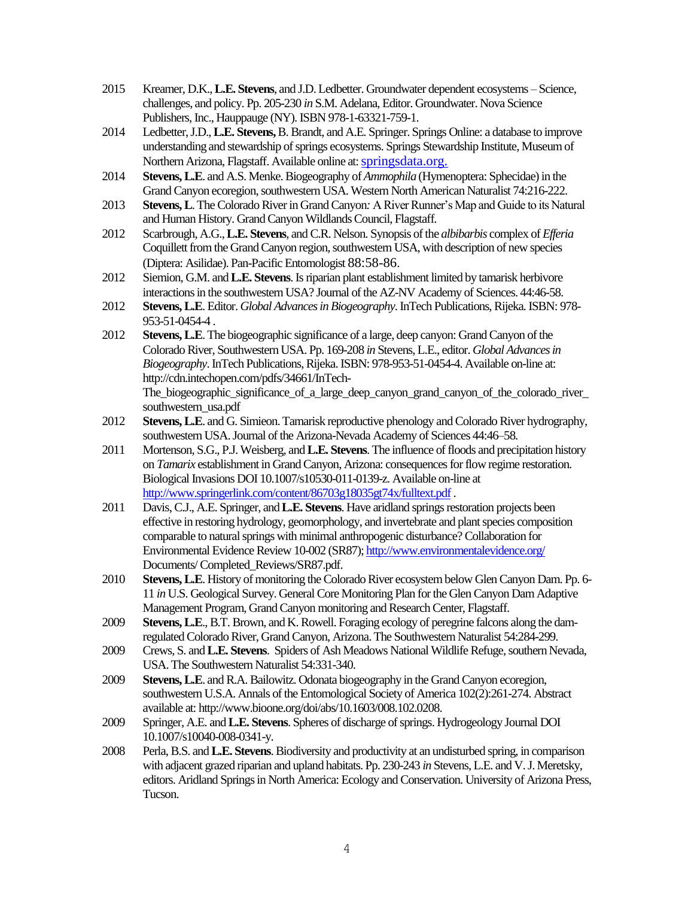2015 Kreamer, D.K., **L.E. Stevens**, and J.D. Ledbetter. Groundwater dependent ecosystems – Science, challenges, and policy. Pp. 205-230 *in* S.M. Adelana, Editor. Groundwater. Nova Science Publishers, Inc., Hauppauge (NY). ISBN 978-1-63321-759-1.

2014 Ledbetter, J.D., **L.E. Stevens,** B. Brandt, and A.E. Springer. Springs Online: a database to improve understanding and stewardship of springs ecosystems. Springs Stewardship Institute, Museum of Northern Arizona, Flagstaff. Available online at: springsdata.org.

2014 **Stevens, L.E**. and A.S. Menke. Biogeography of *Ammophila* (Hymenoptera: Sphecidae) in the Grand Canyon ecoregion, southwestern USA. Western North American Naturalist 74:216-222.

2013 **Stevens, L**. The Colorado River in Grand Canyon*:* A River Runner's Map and Guide to its Natural and Human History. Grand Canyon Wildlands Council, Flagstaff.

2012 Scarbrough, A.G., **L.E. Stevens**, and C.R. Nelson. Synopsis of the *albibarbis* complex of *Efferia* Coquillett from the Grand Canyon region, southwestern USA, with description of new species (Diptera: Asilidae). Pan-Pacific Entomologist 88:58-86.

2012 Siemion, G.M. and **L.E. Stevens**. Is riparian plant establishment limited by tamarisk herbivore interactions in the southwestern USA? Journal of the AZ-NV Academy of Sciences. 44:46-58.

2012 **Stevens, L.E**. Editor. *Global Advances in Biogeography*. InTech Publications, Rijeka. ISBN: 978-953-51-0454-4 .

2012 **Stevens, L.E**. The biogeographic significance of a large, deep canyon: Grand Canyon of the Colorado River, Southwestern USA. Pp. 169-208 *in* Stevens, L.E., editor. *Global Advances in Biogeography*. InTech Publications, Rijeka. ISBN: 978-953-51-0454-4. Available on-line at: http://cdn.intechopen.com/pdfs/34661/InTech-The_biogeographic_significance_of_a_large_deep_canyon_grand_canyon_of_the_colorado_river_southwestern_usa.pdf

2012 **Stevens, L.E**. and G. Simieon. Tamarisk reproductive phenology and Colorado River hydrography, southwestern USA. Journal of the Arizona-Nevada Academy of Sciences 44:46–58.

2011 Mortenson, S.G., P.J. Weisberg, and **L.E. Stevens**. The influence of floods and precipitation history on *Tamarix* establishment in Grand Canyon, Arizona: consequences for flow regime restoration. Biological Invasions DOI 10.1007/s10530-011-0139-z. Available on-line at http://www.springerlink.com/content/86703g18035gt74x/fulltext.pdf .

2011 Davis, C.J., A.E. Springer, and **L.E. Stevens**. Have aridland springs restoration projects been effective in restoring hydrology, geomorphology, and invertebrate and plant species composition comparable to natural springs with minimal anthropogenic disturbance? Collaboration for Environmental Evidence Review 10-002 (SR87); http://www.environmentalevidence.org/ Documents/ Completed_Reviews/SR87.pdf.

2010 **Stevens, L.E**. History of monitoring the Colorado River ecosystem below Glen Canyon Dam. Pp. 6-11 *in* U.S. Geological Survey. General Core Monitoring Plan for the Glen Canyon Dam Adaptive Management Program, Grand Canyon monitoring and Research Center, Flagstaff.

2009 **Stevens, L.E**., B.T. Brown, and K. Rowell. Foraging ecology of peregrine falcons along the dam-regulated Colorado River, Grand Canyon, Arizona. The Southwestern Naturalist 54:284-299.

2009 Crews, S. and **L.E. Stevens**. Spiders of Ash Meadows National Wildlife Refuge, southern Nevada, USA. The Southwestern Naturalist 54:331-340.

2009 **Stevens, L.E**. and R.A. Bailowitz. Odonata biogeography in the Grand Canyon ecoregion, southwestern U.S.A. Annals of the Entomological Society of America 102(2):261-274. Abstract available at: http://www.bioone.org/doi/abs/10.1603/008.102.0208.

2009 Springer, A.E. and **L.E. Stevens**. Spheres of discharge of springs. Hydrogeology Journal DOI 10.1007/s10040-008-0341-y.

2008 Perla, B.S. and **L.E. Stevens**. Biodiversity and productivity at an undisturbed spring, in comparison with adjacent grazed riparian and upland habitats. Pp. 230-243 *in* Stevens, L.E. and V. J. Meretsky, editors. Aridland Springs in North America: Ecology and Conservation. University of Arizona Press, Tucson.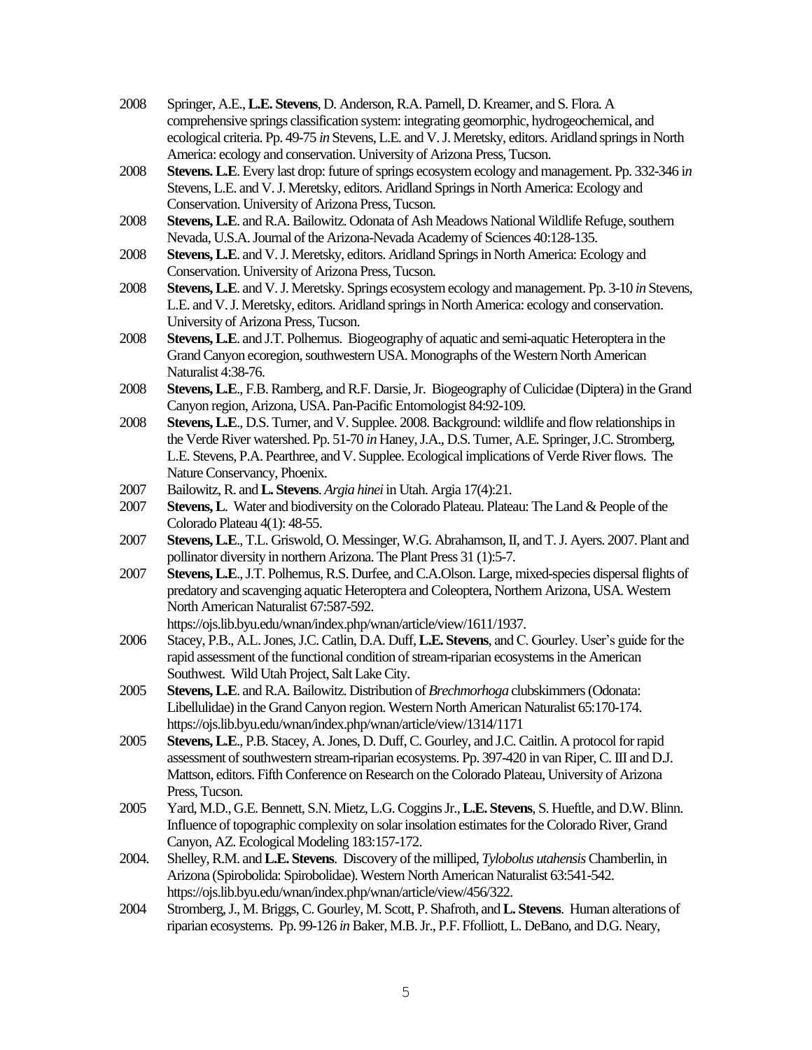2008 Springer, A.E., **L.E. Stevens**, D. Anderson, R.A. Parnell, D. Kreamer, and S. Flora. A comprehensive springs classification system: integrating geomorphic, hydrogeochemical, and ecological criteria. Pp. 49-75 *in* Stevens, L.E. and V. J. Meretsky, editors. Aridland springs in North America: ecology and conservation. University of Arizona Press, Tucson.

2008 **Stevens. L.E**. Every last drop: future of springs ecosystem ecology and management. Pp. 332-346 i*n* Stevens, L.E. and V. J. Meretsky, editors. Aridland Springs in North America: Ecology and Conservation. University of Arizona Press, Tucson.

2008 **Stevens, L.E**. and R.A. Bailowitz. Odonata of Ash Meadows National Wildlife Refuge, southern Nevada, U.S.A. Journal of the Arizona-Nevada Academy of Sciences 40:128-135.

2008 **Stevens, L.E**. and V. J. Meretsky, editors. Aridland Springs in North America: Ecology and Conservation. University of Arizona Press, Tucson.

2008 **Stevens, L.E**. and V. J. Meretsky. Springs ecosystem ecology and management. Pp. 3-10 *in* Stevens, L.E. and V. J. Meretsky, editors. Aridland springs in North America: ecology and conservation. University of Arizona Press, Tucson.

2008 **Stevens, L.E**. and J.T. Polhemus. Biogeography of aquatic and semi-aquatic Heteroptera in the Grand Canyon ecoregion, southwestern USA. Monographs of the Western North American Naturalist 4:38-76.

2008 **Stevens, L.E**., F.B. Ramberg, and R.F. Darsie, Jr. Biogeography of Culicidae (Diptera) in the Grand Canyon region, Arizona, USA. Pan-Pacific Entomologist 84:92-109.

2008 **Stevens, L.E**., D.S. Turner, and V. Supplee. 2008. Background: wildlife and flow relationships in the Verde River watershed. Pp. 51-70 *in* Haney, J.A., D.S. Turner, A.E. Springer, J.C. Stromberg, L.E. Stevens, P.A. Pearthree, and V. Supplee. Ecological implications of Verde River flows. The Nature Conservancy, Phoenix.

2007 Bailowitz, R. and **L. Stevens**. *Argia hinei* in Utah. Argia 17(4):21.

2007 **Stevens, L**. Water and biodiversity on the Colorado Plateau. Plateau: The Land & People of the Colorado Plateau 4(1): 48-55.

2007 **Stevens, L.E**., T.L. Griswold, O. Messinger, W.G. Abrahamson, II, and T. J. Ayers. 2007. Plant and pollinator diversity in northern Arizona. The Plant Press 31 (1):5-7.

2007 **Stevens, L.E**., J.T. Polhemus, R.S. Durfee, and C.A.Olson. Large, mixed-species dispersal flights of predatory and scavenging aquatic Heteroptera and Coleoptera, Northern Arizona, USA. Western North American Naturalist 67:587-592. https://ojs.lib.byu.edu/wnan/index.php/wnan/article/view/1611/1937.

2006 Stacey, P.B., A.L. Jones, J.C. Catlin, D.A. Duff, **L.E. Stevens**, and C. Gourley. User's guide for the rapid assessment of the functional condition of stream-riparian ecosystems in the American Southwest. Wild Utah Project, Salt Lake City.

2005 **Stevens, L.E**. and R.A. Bailowitz. Distribution of *Brechmorhoga* clubskimmers (Odonata: Libellulidae) in the Grand Canyon region. Western North American Naturalist 65:170-174. https://ojs.lib.byu.edu/wnan/index.php/wnan/article/view/1314/1171

2005 **Stevens, L.E**., P.B. Stacey, A. Jones, D. Duff, C. Gourley, and J.C. Caitlin. A protocol for rapid assessment of southwestern stream-riparian ecosystems. Pp. 397-420 in van Riper, C. III and D.J. Mattson, editors. Fifth Conference on Research on the Colorado Plateau, University of Arizona Press, Tucson.

2005 Yard, M.D., G.E. Bennett, S.N. Mietz, L.G. Coggins Jr., **L.E. Stevens**, S. Hueftle, and D.W. Blinn. Influence of topographic complexity on solar insolation estimates for the Colorado River, Grand Canyon, AZ. Ecological Modeling 183:157-172.

2004. Shelley, R.M. and **L.E. Stevens**. Discovery of the milliped, *Tylobolus utahensis* Chamberlin, in Arizona (Spirobolida: Spirobolidae). Western North American Naturalist 63:541-542. https://ojs.lib.byu.edu/wnan/index.php/wnan/article/view/456/322.

2004 Stromberg, J., M. Briggs, C. Gourley, M. Scott, P. Shafroth, and **L. Stevens**. Human alterations of riparian ecosystems. Pp. 99-126 *in* Baker, M.B. Jr., P.F. Ffolliott, L. DeBano, and D.G. Neary,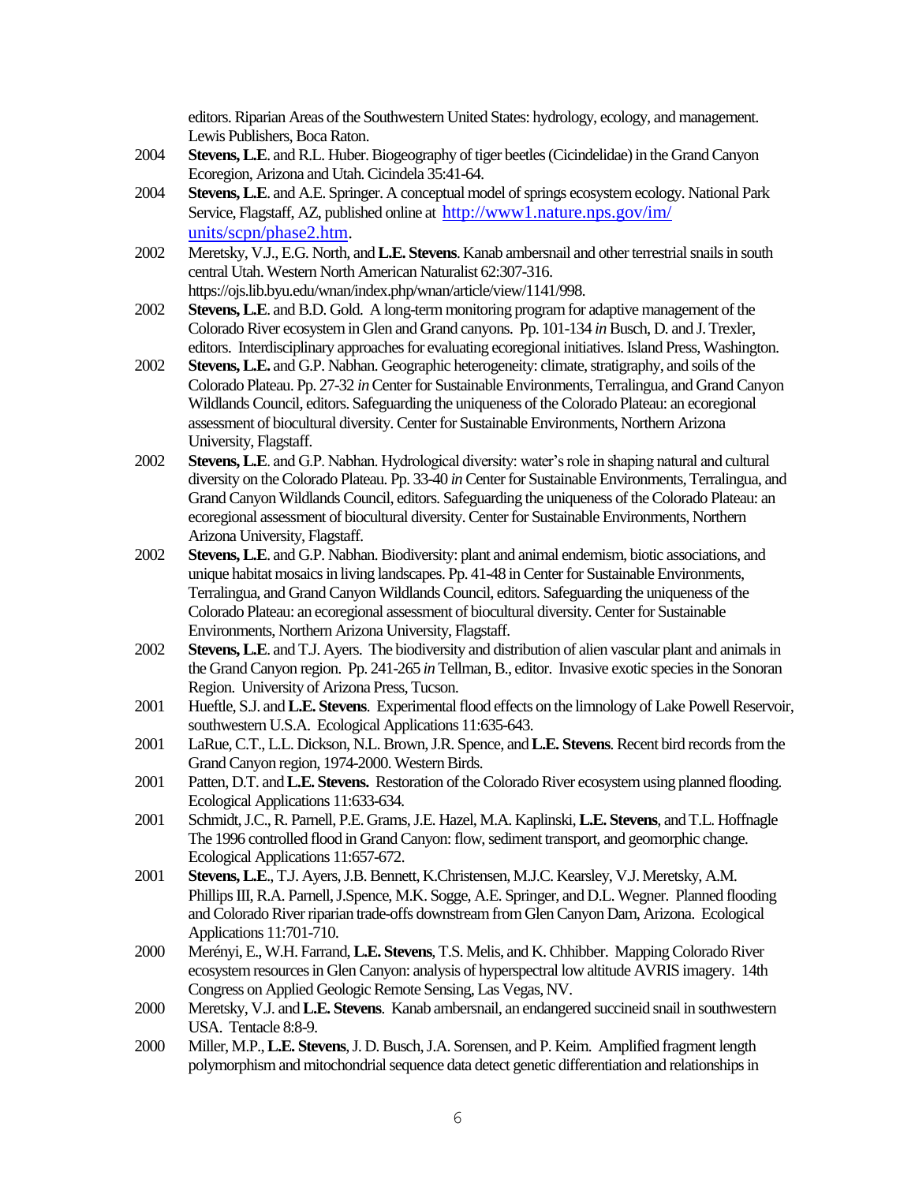editors. Riparian Areas of the Southwestern United States: hydrology, ecology, and management. Lewis Publishers, Boca Raton.

2004 **Stevens, L.E**. and R.L. Huber. Biogeography of tiger beetles (Cicindelidae) in the Grand Canyon Ecoregion, Arizona and Utah. Cicindela 35:41-64.

2004 **Stevens, L.E**. and A.E. Springer. A conceptual model of springs ecosystem ecology. National Park Service, Flagstaff, AZ, published online at http://www1.nature.nps.gov/im/units/scpn/phase2.htm.

2002 Meretsky, V.J., E.G. North, and **L.E. Stevens**. Kanab ambersnail and other terrestrial snails in south central Utah. Western North American Naturalist 62:307-316. https://ojs.lib.byu.edu/wnan/index.php/wnan/article/view/1141/998.

2002 **Stevens, L.E**. and B.D. Gold. A long-term monitoring program for adaptive management of the Colorado River ecosystem in Glen and Grand canyons. Pp. 101-134 *in* Busch, D. and J. Trexler, editors. Interdisciplinary approaches for evaluating ecoregional initiatives. Island Press, Washington.

2002 **Stevens, L.E.** and G.P. Nabhan. Geographic heterogeneity: climate, stratigraphy, and soils of the Colorado Plateau. Pp. 27-32 *in* Center for Sustainable Environments, Terralingua, and Grand Canyon Wildlands Council, editors. Safeguarding the uniqueness of the Colorado Plateau: an ecoregional assessment of biocultural diversity. Center for Sustainable Environments, Northern Arizona University, Flagstaff.

2002 **Stevens, L.E**. and G.P. Nabhan. Hydrological diversity: water's role in shaping natural and cultural diversity on the Colorado Plateau. Pp. 33-40 *in* Center for Sustainable Environments, Terralingua, and Grand Canyon Wildlands Council, editors. Safeguarding the uniqueness of the Colorado Plateau: an ecoregional assessment of biocultural diversity. Center for Sustainable Environments, Northern Arizona University, Flagstaff.

2002 **Stevens, L.E**. and G.P. Nabhan. Biodiversity: plant and animal endemism, biotic associations, and unique habitat mosaics in living landscapes. Pp. 41-48 in Center for Sustainable Environments, Terralingua, and Grand Canyon Wildlands Council, editors. Safeguarding the uniqueness of the Colorado Plateau: an ecoregional assessment of biocultural diversity. Center for Sustainable Environments, Northern Arizona University, Flagstaff.

2002 **Stevens, L.E**. and T.J. Ayers. The biodiversity and distribution of alien vascular plant and animals in the Grand Canyon region. Pp. 241-265 *in* Tellman, B., editor. Invasive exotic species in the Sonoran Region. University of Arizona Press, Tucson.

2001 Hueftle, S.J. and **L.E. Stevens**. Experimental flood effects on the limnology of Lake Powell Reservoir, southwestern U.S.A. Ecological Applications 11:635-643.

2001 LaRue, C.T., L.L. Dickson, N.L. Brown, J.R. Spence, and **L.E. Stevens**. Recent bird records from the Grand Canyon region, 1974-2000. Western Birds.

2001 Patten, D.T. and **L.E. Stevens.** Restoration of the Colorado River ecosystem using planned flooding. Ecological Applications 11:633-634.

2001 Schmidt, J.C., R. Parnell, P.E. Grams, J.E. Hazel, M.A. Kaplinski, **L.E. Stevens**, and T.L. Hoffnagle The 1996 controlled flood in Grand Canyon: flow, sediment transport, and geomorphic change. Ecological Applications 11:657-672.

2001 **Stevens, L.E**., T.J. Ayers, J.B. Bennett, K.Christensen, M.J.C. Kearsley, V.J. Meretsky, A.M. Phillips III, R.A. Parnell, J.Spence, M.K. Sogge, A.E. Springer, and D.L. Wegner. Planned flooding and Colorado River riparian trade-offs downstream from Glen Canyon Dam, Arizona. Ecological Applications 11:701-710.

2000 Merényi, E., W.H. Farrand, **L.E. Stevens**, T.S. Melis, and K. Chhibber. Mapping Colorado River ecosystem resources in Glen Canyon: analysis of hyperspectral low altitude AVRIS imagery. 14th Congress on Applied Geologic Remote Sensing, Las Vegas, NV.

2000 Meretsky, V.J. and **L.E. Stevens**. Kanab ambersnail, an endangered succineid snail in southwestern USA. Tentacle 8:8-9.

2000 Miller, M.P., **L.E. Stevens**, J. D. Busch, J.A. Sorensen, and P. Keim. Amplified fragment length polymorphism and mitochondrial sequence data detect genetic differentiation and relationships in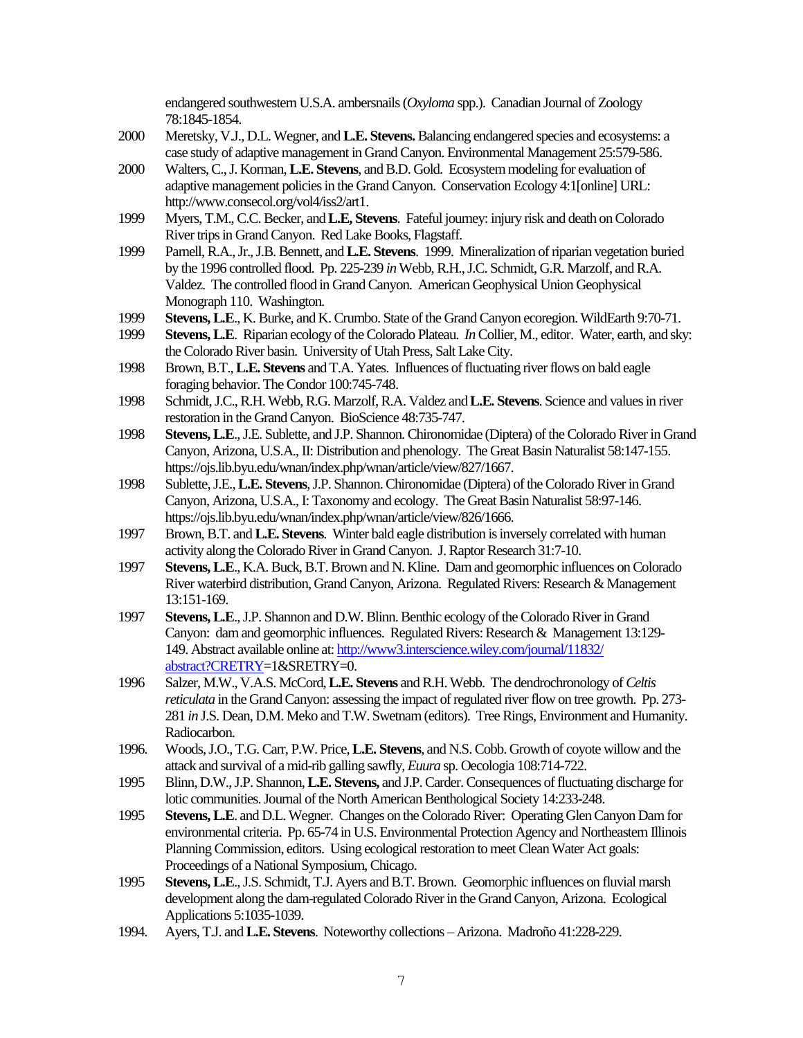endangered southwestern U.S.A. ambersnails (*Oxyloma* spp.). Canadian Journal of Zoology 78:1845-1854.

2000 Meretsky, V.J., D.L. Wegner, and **L.E. Stevens.** Balancing endangered species and ecosystems: a case study of adaptive management in Grand Canyon. Environmental Management 25:579-586.

2000 Walters, C., J. Korman, **L.E. Stevens**, and B.D. Gold. Ecosystem modeling for evaluation of adaptive management policies in the Grand Canyon. Conservation Ecology 4:1[online] URL: http://www.consecol.org/vol4/iss2/art1.

1999 Myers, T.M., C.C. Becker, and **L.E, Stevens**. Fateful journey: injury risk and death on Colorado River trips in Grand Canyon. Red Lake Books, Flagstaff.

1999 Parnell, R.A., Jr., J.B. Bennett, and **L.E. Stevens**. 1999. Mineralization of riparian vegetation buried by the 1996 controlled flood. Pp. 225-239 *in* Webb, R.H., J.C. Schmidt, G.R. Marzolf, and R.A. Valdez. The controlled flood in Grand Canyon. American Geophysical Union Geophysical Monograph 110. Washington.

1999 **Stevens, L.E**., K. Burke, and K. Crumbo. State of the Grand Canyon ecoregion. WildEarth 9:70-71.

1999 **Stevens, L.E**. Riparian ecology of the Colorado Plateau. *In* Collier, M., editor. Water, earth, and sky: the Colorado River basin. University of Utah Press, Salt Lake City.

1998 Brown, B.T., **L.E. Stevens** and T.A. Yates. Influences of fluctuating river flows on bald eagle foraging behavior. The Condor 100:745-748.

1998 Schmidt, J.C., R.H. Webb, R.G. Marzolf, R.A. Valdez and **L.E. Stevens**. Science and values in river restoration in the Grand Canyon. BioScience 48:735-747.

1998 **Stevens, L.E**., J.E. Sublette, and J.P. Shannon. Chironomidae (Diptera) of the Colorado River in Grand Canyon, Arizona, U.S.A., II: Distribution and phenology. The Great Basin Naturalist 58:147-155. https://ojs.lib.byu.edu/wnan/index.php/wnan/article/view/827/1667.

1998 Sublette, J.E., **L.E. Stevens**, J.P. Shannon. Chironomidae (Diptera) of the Colorado River in Grand Canyon, Arizona, U.S.A., I: Taxonomy and ecology. The Great Basin Naturalist 58:97-146. https://ojs.lib.byu.edu/wnan/index.php/wnan/article/view/826/1666.

1997 Brown, B.T. and **L.E. Stevens**. Winter bald eagle distribution is inversely correlated with human activity along the Colorado River in Grand Canyon. J. Raptor Research 31:7-10.

1997 **Stevens, L.E**., K.A. Buck, B.T. Brown and N. Kline. Dam and geomorphic influences on Colorado River waterbird distribution, Grand Canyon, Arizona. Regulated Rivers: Research & Management 13:151-169.

1997 **Stevens, L.E**., J.P. Shannon and D.W. Blinn. Benthic ecology of the Colorado River in Grand Canyon: dam and geomorphic influences. Regulated Rivers: Research & Management 13:129-149. Abstract available online at: [http://www3.interscience.wiley.com/journal/11832/abstract?CRETRY](http://www3.interscience.wiley.com/journal/11832/abstract?CRETRY)=1&SRETRY=0.

1996 Salzer, M.W., V.A.S. McCord, **L.E. Stevens** and R.H. Webb. The dendrochronology of *Celtis reticulata* in the Grand Canyon: assessing the impact of regulated river flow on tree growth. Pp. 273-281 *in* J.S. Dean, D.M. Meko and T.W. Swetnam (editors). Tree Rings, Environment and Humanity. Radiocarbon.

1996. Woods, J.O., T.G. Carr, P.W. Price, **L.E. Stevens**, and N.S. Cobb. Growth of coyote willow and the attack and survival of a mid-rib galling sawfly, *Euura* sp. Oecologia 108:714-722.

1995 Blinn, D.W., J.P. Shannon, **L.E. Stevens,** and J.P. Carder. Consequences of fluctuating discharge for lotic communities. Journal of the North American Benthological Society 14:233-248.

1995 **Stevens, L.E**. and D.L. Wegner. Changes on the Colorado River: Operating Glen Canyon Dam for environmental criteria. Pp. 65-74 in U.S. Environmental Protection Agency and Northeastern Illinois Planning Commission, editors. Using ecological restoration to meet Clean Water Act goals: Proceedings of a National Symposium, Chicago.

1995 **Stevens, L.E**., J.S. Schmidt, T.J. Ayers and B.T. Brown. Geomorphic influences on fluvial marsh development along the dam-regulated Colorado River in the Grand Canyon, Arizona. Ecological Applications 5:1035-1039.

1994. Ayers, T.J. and **L.E. Stevens**. Noteworthy collections – Arizona. Madroño 41:228-229.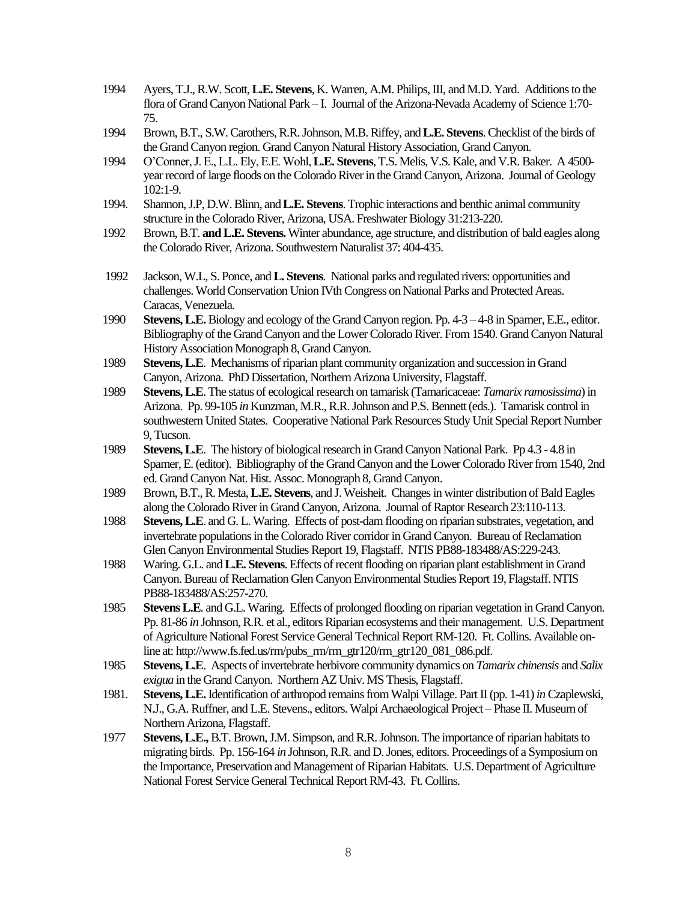1994 Ayers, T.J., R.W. Scott, **L.E. Stevens**, K. Warren, A.M. Philips, III, and M.D. Yard. Additions to the flora of Grand Canyon National Park – I. Journal of the Arizona-Nevada Academy of Science 1:70-75.

1994 Brown, B.T., S.W. Carothers, R.R. Johnson, M.B. Riffey, and **L.E. Stevens**. Checklist of the birds of the Grand Canyon region. Grand Canyon Natural History Association, Grand Canyon.

1994 O'Conner, J. E., L.L. Ely, E.E. Wohl, **L.E. Stevens**, T.S. Melis, V.S. Kale, and V.R. Baker. A 4500-year record of large floods on the Colorado River in the Grand Canyon, Arizona. Journal of Geology 102:1-9.

1994. Shannon, J.P, D.W. Blinn, and **L.E. Stevens**. Trophic interactions and benthic animal community structure in the Colorado River, Arizona, USA. Freshwater Biology 31:213-220.

1992 Brown, B.T. **and L.E. Stevens.** Winter abundance, age structure, and distribution of bald eagles along the Colorado River, Arizona. Southwestern Naturalist 37: 404-435.

1992 Jackson, W.L, S. Ponce, and **L. Stevens**. National parks and regulated rivers: opportunities and challenges. World Conservation Union IVth Congress on National Parks and Protected Areas. Caracas, Venezuela.

1990 **Stevens, L.E.** Biology and ecology of the Grand Canyon region. Pp. 4-3 – 4-8 in Spamer, E.E., editor. Bibliography of the Grand Canyon and the Lower Colorado River. From 1540. Grand Canyon Natural History Association Monograph 8, Grand Canyon.

1989 **Stevens, L.E**. Mechanisms of riparian plant community organization and succession in Grand Canyon, Arizona. PhD Dissertation, Northern Arizona University, Flagstaff.

1989 **Stevens, L.E**. The status of ecological research on tamarisk (Tamaricaceae: *Tamarix ramosissima*) in Arizona. Pp. 99-105 *in* Kunzman, M.R., R.R. Johnson and P.S. Bennett (eds.). Tamarisk control in southwestern United States. Cooperative National Park Resources Study Unit Special Report Number 9, Tucson.

1989 **Stevens, L.E**. The history of biological research in Grand Canyon National Park. Pp 4.3 - 4.8 in Spamer, E. (editor). Bibliography of the Grand Canyon and the Lower Colorado River from 1540, 2nd ed. Grand Canyon Nat. Hist. Assoc. Monograph 8, Grand Canyon.

1989 Brown, B.T., R. Mesta, **L.E. Stevens**, and J. Weisheit. Changes in winter distribution of Bald Eagles along the Colorado River in Grand Canyon, Arizona. Journal of Raptor Research 23:110-113.

1988 **Stevens, L.E**. and G. L. Waring. Effects of post-dam flooding on riparian substrates, vegetation, and invertebrate populations in the Colorado River corridor in Grand Canyon. Bureau of Reclamation Glen Canyon Environmental Studies Report 19, Flagstaff. NTIS PB88-183488/AS:229-243.

1988 Waring. G.L. and **L.E. Stevens**. Effects of recent flooding on riparian plant establishment in Grand Canyon. Bureau of Reclamation Glen Canyon Environmental Studies Report 19, Flagstaff. NTIS PB88-183488/AS:257-270.

1985 **Stevens L.E**. and G.L. Waring. Effects of prolonged flooding on riparian vegetation in Grand Canyon. Pp. 81-86 *in* Johnson, R.R. et al., editors Riparian ecosystems and their management. U.S. Department of Agriculture National Forest Service General Technical Report RM-120. Ft. Collins. Available on-line at: http://www.fs.fed.us/rm/pubs_rm/rm_gtr120/rm_gtr120_081_086.pdf.

1985 **Stevens, L.E**. Aspects of invertebrate herbivore community dynamics on *Tamarix chinensis* and *Salix exigua* in the Grand Canyon. Northern AZ Univ. MS Thesis, Flagstaff.

1981. **Stevens, L.E.** Identification of arthropod remains from Walpi Village. Part II (pp. 1-41) *in* Czaplewski, N.J., G.A. Ruffner, and L.E. Stevens., editors. Walpi Archaeological Project – Phase II. Museum of Northern Arizona, Flagstaff.

1977 **Stevens, L.E.,** B.T. Brown, J.M. Simpson, and R.R. Johnson. The importance of riparian habitats to migrating birds. Pp. 156-164 *in* Johnson, R.R. and D. Jones, editors. Proceedings of a Symposium on the Importance, Preservation and Management of Riparian Habitats. U.S. Department of Agriculture National Forest Service General Technical Report RM-43. Ft. Collins.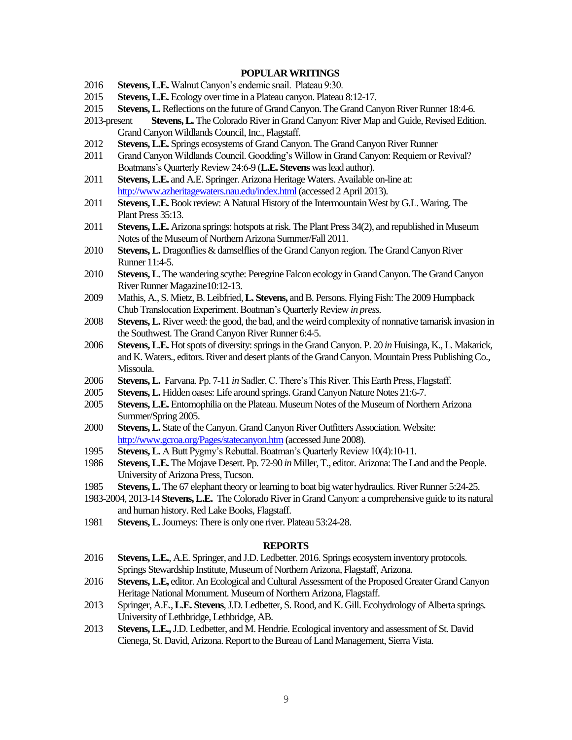## POPULAR WRITINGS

2016 **Stevens, L.E.** Walnut Canyon's endemic snail. Plateau 9:30.

2015 **Stevens, L.E.** Ecology over time in a Plateau canyon. Plateau 8:12-17.

2015 **Stevens, L.** Reflections on the future of Grand Canyon. The Grand Canyon River Runner 18:4-6.

2013-present **Stevens, L.** The Colorado River in Grand Canyon: River Map and Guide, Revised Edition. Grand Canyon Wildlands Council, Inc., Flagstaff.

2012 **Stevens, L.E.** Springs ecosystems of Grand Canyon. The Grand Canyon River Runner

2011 Grand Canyon Wildlands Council. Goodding's Willow in Grand Canyon: Requiem or Revival? Boatmans's Quarterly Review 24:6-9 (**L.E. Stevens** was lead author).

2011 **Stevens, L.E.** and A.E. Springer. Arizona Heritage Waters. Available on-line at: http://www.azheritagewaters.nau.edu/index.html (accessed 2 April 2013).

2011 **Stevens, L.E.** Book review: A Natural History of the Intermountain West by G.L. Waring. The Plant Press 35:13.

2011 **Stevens, L.E.** Arizona springs: hotspots at risk. The Plant Press 34(2), and republished in Museum Notes of the Museum of Northern Arizona Summer/Fall 2011.

2010 **Stevens, L.** Dragonflies & damselflies of the Grand Canyon region. The Grand Canyon River Runner 11:4-5.

2010 **Stevens, L.** The wandering scythe: Peregrine Falcon ecology in Grand Canyon. The Grand Canyon River Runner Magazine10:12-13.

2009 Mathis, A., S. Mietz, B. Leibfried, **L. Stevens,** and B. Persons. Flying Fish: The 2009 Humpback Chub Translocation Experiment. Boatman's Quarterly Review *in press.*

2008 **Stevens, L.** River weed: the good, the bad, and the weird complexity of nonnative tamarisk invasion in the Southwest. The Grand Canyon River Runner 6:4-5.

2006 **Stevens, L.E.** Hot spots of diversity: springs in the Grand Canyon. P. 20 *in* Huisinga, K., L. Makarick, and K. Waters., editors. River and desert plants of the Grand Canyon. Mountain Press Publishing Co., Missoula.

2006 **Stevens, L.** Farvana. Pp. 7-11 *in* Sadler, C. There's This River. This Earth Press, Flagstaff.

2005 **Stevens, L.** Hidden oases: Life around springs. Grand Canyon Nature Notes 21:6-7.

2005 **Stevens, L.E.** Entomophilia on the Plateau. Museum Notes of the Museum of Northern Arizona Summer/Spring 2005.

2000 **Stevens, L.** State of the Canyon. Grand Canyon River Outfitters Association. Website: http://www.gcroa.org/Pages/statecanyon.htm (accessed June 2008).

1995 **Stevens, L.** A Butt Pygmy's Rebuttal. Boatman's Quarterly Review 10(4):10-11.

1986 **Stevens, L.E.** The Mojave Desert. Pp. 72-90 *in* Miller, T., editor. Arizona: The Land and the People. University of Arizona Press, Tucson.

1985 **Stevens, L.** The 67 elephant theory or learning to boat big water hydraulics. River Runner 5:24-25.

1983-2004, 2013-14 **Stevens, L.E.** The Colorado River in Grand Canyon: a comprehensive guide to its natural and human history. Red Lake Books, Flagstaff.

1981 **Stevens, L.** Journeys: There is only one river. Plateau 53:24-28.

## REPORTS

2016 **Stevens, L.E.**, A.E. Springer, and J.D. Ledbetter. 2016. Springs ecosystem inventory protocols. Springs Stewardship Institute, Museum of Northern Arizona, Flagstaff, Arizona.

2016 **Stevens, L.E,** editor. An Ecological and Cultural Assessment of the Proposed Greater Grand Canyon Heritage National Monument. Museum of Northern Arizona, Flagstaff.

2013 Springer, A.E., **L.E. Stevens**, J.D. Ledbetter, S. Rood, and K. Gill. Ecohydrology of Alberta springs. University of Lethbridge, Lethbridge, AB.

2013 **Stevens, L.E.,** J.D. Ledbetter, and M. Hendrie. Ecological inventory and assessment of St. David Cienega, St. David, Arizona. Report to the Bureau of Land Management, Sierra Vista.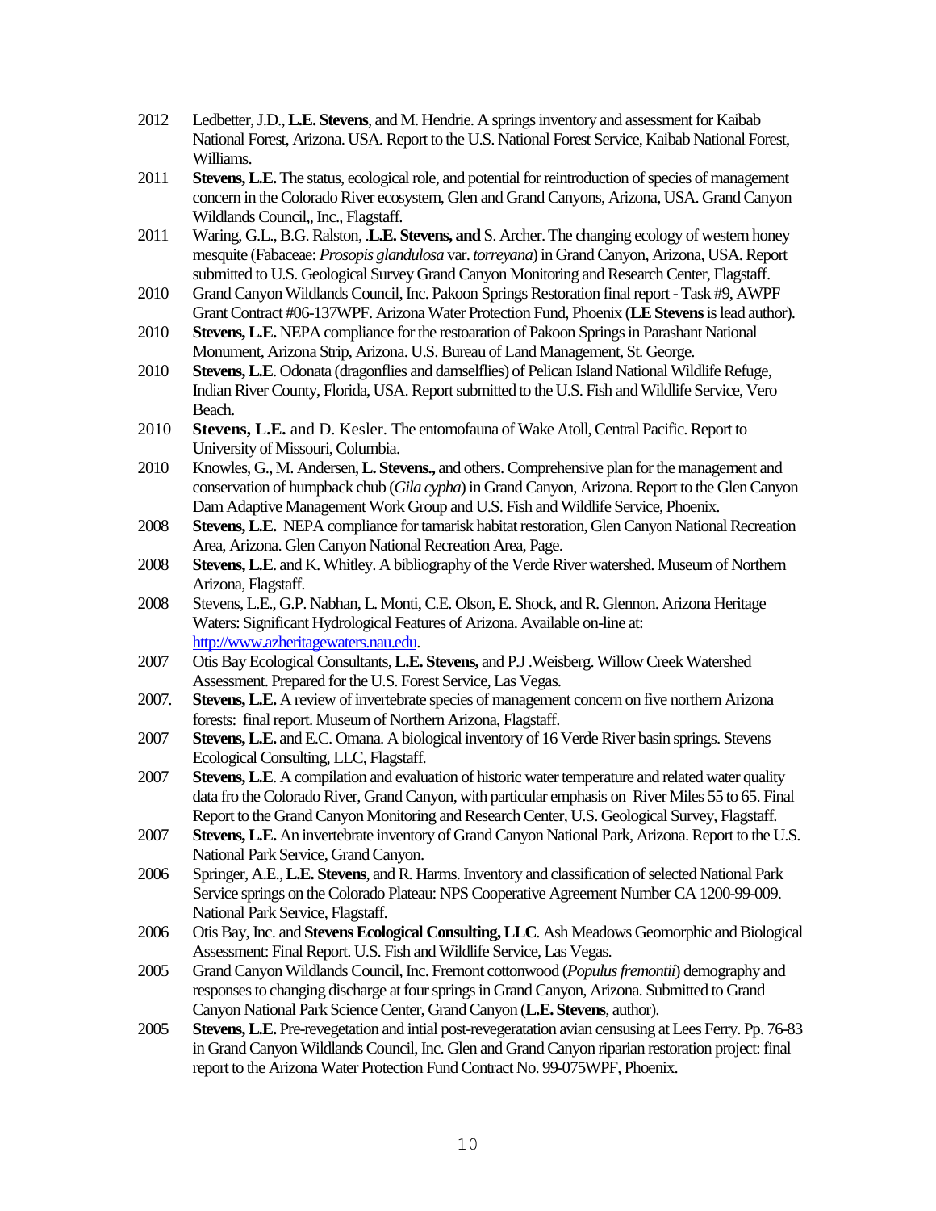2012 Ledbetter, J.D., **L.E. Stevens**, and M. Hendrie. A springs inventory and assessment for Kaibab National Forest, Arizona. USA. Report to the U.S. National Forest Service, Kaibab National Forest, Williams.

2011 **Stevens, L.E.** The status, ecological role, and potential for reintroduction of species of management concern in the Colorado River ecosystem, Glen and Grand Canyons, Arizona, USA. Grand Canyon Wildlands Council,, Inc., Flagstaff.

2011 Waring, G.L., B.G. Ralston, .**L.E. Stevens, and** S. Archer. The changing ecology of western honey mesquite (Fabaceae: *Prosopis glandulosa* var. *torreyana*) in Grand Canyon, Arizona, USA. Report submitted to U.S. Geological Survey Grand Canyon Monitoring and Research Center, Flagstaff.

2010 Grand Canyon Wildlands Council, Inc. Pakoon Springs Restoration final report - Task #9, AWPF Grant Contract #06-137WPF. Arizona Water Protection Fund, Phoenix (**LE Stevens** is lead author).

2010 **Stevens, L.E.** NEPA compliance for the restoaration of Pakoon Springs in Parashant National Monument, Arizona Strip, Arizona. U.S. Bureau of Land Management, St. George.

2010 **Stevens, L.E**. Odonata (dragonflies and damselflies) of Pelican Island National Wildlife Refuge, Indian River County, Florida, USA. Report submitted to the U.S. Fish and Wildlife Service, Vero Beach.

2010 **Stevens, L.E.** and D. Kesler. The entomofauna of Wake Atoll, Central Pacific. Report to University of Missouri, Columbia.

2010 Knowles, G., M. Andersen, **L. Stevens.,** and others. Comprehensive plan for the management and conservation of humpback chub (*Gila cypha*) in Grand Canyon, Arizona. Report to the Glen Canyon Dam Adaptive Management Work Group and U.S. Fish and Wildlife Service, Phoenix.

2008 **Stevens, L.E.** NEPA compliance for tamarisk habitat restoration, Glen Canyon National Recreation Area, Arizona. Glen Canyon National Recreation Area, Page.

2008 **Stevens, L.E**. and K. Whitley. A bibliography of the Verde River watershed. Museum of Northern Arizona, Flagstaff.

2008 Stevens, L.E., G.P. Nabhan, L. Monti, C.E. Olson, E. Shock, and R. Glennon. Arizona Heritage Waters: Significant Hydrological Features of Arizona. Available on-line at: http://www.azheritagewaters.nau.edu.

2007 Otis Bay Ecological Consultants, **L.E. Stevens,** and P.J .Weisberg. Willow Creek Watershed Assessment. Prepared for the U.S. Forest Service, Las Vegas.

2007. **Stevens, L.E.** A review of invertebrate species of management concern on five northern Arizona forests: final report. Museum of Northern Arizona, Flagstaff.

2007 **Stevens, L.E.** and E.C. Omana. A biological inventory of 16 Verde River basin springs. Stevens Ecological Consulting, LLC, Flagstaff.

2007 **Stevens, L.E**. A compilation and evaluation of historic water temperature and related water quality data fro the Colorado River, Grand Canyon, with particular emphasis on River Miles 55 to 65. Final Report to the Grand Canyon Monitoring and Research Center, U.S. Geological Survey, Flagstaff.

2007 **Stevens, L.E.** An invertebrate inventory of Grand Canyon National Park, Arizona. Report to the U.S. National Park Service, Grand Canyon.

2006 Springer, A.E., **L.E. Stevens**, and R. Harms. Inventory and classification of selected National Park Service springs on the Colorado Plateau: NPS Cooperative Agreement Number CA 1200-99-009. National Park Service, Flagstaff.

2006 Otis Bay, Inc. and **Stevens Ecological Consulting, LLC**. Ash Meadows Geomorphic and Biological Assessment: Final Report. U.S. Fish and Wildlife Service, Las Vegas.

2005 Grand Canyon Wildlands Council, Inc. Fremont cottonwood (*Populus fremontii*) demography and responses to changing discharge at four springs in Grand Canyon, Arizona. Submitted to Grand Canyon National Park Science Center, Grand Canyon (**L.E. Stevens**, author).

2005 **Stevens, L.E.** Pre-revegetation and intial post-revegeratation avian censusing at Lees Ferry. Pp. 76-83 in Grand Canyon Wildlands Council, Inc. Glen and Grand Canyon riparian restoration project: final report to the Arizona Water Protection Fund Contract No. 99-075WPF, Phoenix.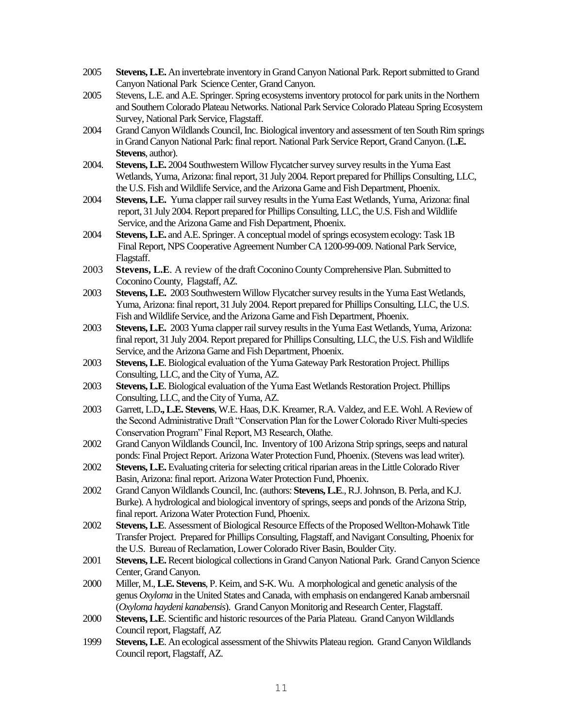2005 **Stevens, L.E.** An invertebrate inventory in Grand Canyon National Park. Report submitted to Grand Canyon National Park Science Center, Grand Canyon.

2005 Stevens, L.E. and A.E. Springer. Spring ecosystems inventory protocol for park units in the Northern and Southern Colorado Plateau Networks. National Park Service Colorado Plateau Spring Ecosystem Survey, National Park Service, Flagstaff.

2004 Grand Canyon Wildlands Council, Inc. Biological inventory and assessment of ten South Rim springs in Grand Canyon National Park: final report. National Park Service Report, Grand Canyon. (L**.E. Stevens**, author).

2004. **Stevens, L.E.** 2004 Southwestern Willow Flycatcher survey survey results in the Yuma East Wetlands, Yuma, Arizona: final report, 31 July 2004. Report prepared for Phillips Consulting, LLC, the U.S. Fish and Wildlife Service, and the Arizona Game and Fish Department, Phoenix.

2004 **Stevens, L.E.** Yuma clapper rail survey results in the Yuma East Wetlands, Yuma, Arizona: final report, 31 July 2004. Report prepared for Phillips Consulting, LLC, the U.S. Fish and Wildlife Service, and the Arizona Game and Fish Department, Phoenix.

2004 **Stevens, L.E.** and A.E. Springer. A conceptual model of springs ecosystem ecology: Task 1B Final Report, NPS Cooperative Agreement Number CA 1200-99-009. National Park Service, Flagstaff.

2003 **Stevens, L.E**. A review of the draft Coconino County Comprehensive Plan. Submitted to Coconino County, Flagstaff, AZ.

2003 **Stevens, L.E.** 2003 Southwestern Willow Flycatcher survey results in the Yuma East Wetlands, Yuma, Arizona: final report, 31 July 2004. Report prepared for Phillips Consulting, LLC, the U.S. Fish and Wildlife Service, and the Arizona Game and Fish Department, Phoenix.

2003 **Stevens, L.E.** 2003 Yuma clapper rail survey results in the Yuma East Wetlands, Yuma, Arizona: final report, 31 July 2004. Report prepared for Phillips Consulting, LLC, the U.S. Fish and Wildlife Service, and the Arizona Game and Fish Department, Phoenix.

2003 **Stevens, L.E**. Biological evaluation of the Yuma Gateway Park Restoration Project. Phillips Consulting, LLC, and the City of Yuma, AZ.

2003 **Stevens, L.E**. Biological evaluation of the Yuma East Wetlands Restoration Project. Phillips Consulting, LLC, and the City of Yuma, AZ.

2003 Garrett, L.D**., L.E. Stevens**, W.E. Haas, D.K. Kreamer, R.A. Valdez, and E.E. Wohl. A Review of the Second Administrative Draft "Conservation Plan for the Lower Colorado River Multi-species Conservation Program" Final Report, M3 Research, Olathe.

2002 Grand Canyon Wildlands Council, Inc. Inventory of 100 Arizona Strip springs, seeps and natural ponds: Final Project Report. Arizona Water Protection Fund, Phoenix. (Stevens was lead writer).

2002 **Stevens, L.E.** Evaluating criteria for selecting critical riparian areas in the Little Colorado River Basin, Arizona: final report. Arizona Water Protection Fund, Phoenix.

2002 Grand Canyon Wildlands Council, Inc. (authors: **Stevens, L.E**., R.J. Johnson, B. Perla, and K.J. Burke). A hydrological and biological inventory of springs, seeps and ponds of the Arizona Strip, final report. Arizona Water Protection Fund, Phoenix.

2002 **Stevens, L.E**. Assessment of Biological Resource Effects of the Proposed Wellton-Mohawk Title Transfer Project. Prepared for Phillips Consulting, Flagstaff, and Navigant Consulting, Phoenix for the U.S. Bureau of Reclamation, Lower Colorado River Basin, Boulder City.

2001 **Stevens, L.E.** Recent biological collections in Grand Canyon National Park. Grand Canyon Science Center, Grand Canyon.

2000 Miller, M., **L.E. Stevens**, P. Keim, and S-K. Wu. A morphological and genetic analysis of the genus *Oxyloma* in the United States and Canada, with emphasis on endangered Kanab ambersnail (*Oxyloma haydeni kanabensis*). Grand Canyon Monitorig and Research Center, Flagstaff.

2000 **Stevens, L.E**. Scientific and historic resources of the Paria Plateau. Grand Canyon Wildlands Council report, Flagstaff, AZ

1999 **Stevens, L.E**. An ecological assessment of the Shivwits Plateau region. Grand Canyon Wildlands Council report, Flagstaff, AZ.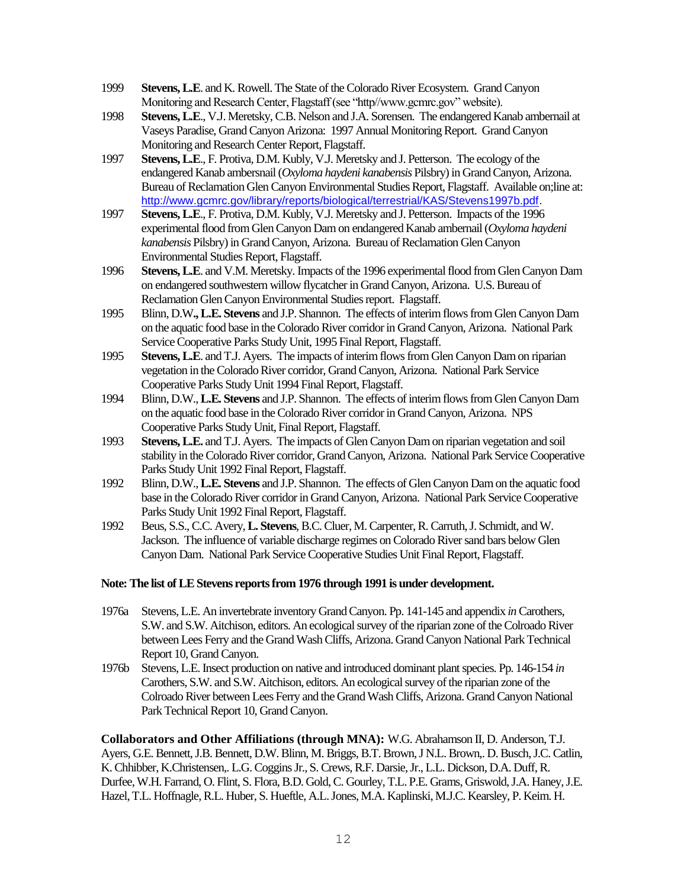1999 **Stevens, L.E**. and K. Rowell. The State of the Colorado River Ecosystem. Grand Canyon Monitoring and Research Center, Flagstaff (see "http//www.gcmrc.gov" website).

1998 **Stevens, L.E**., V.J. Meretsky, C.B. Nelson and J.A. Sorensen. The endangered Kanab ambernail at Vaseys Paradise, Grand Canyon Arizona: 1997 Annual Monitoring Report. Grand Canyon Monitoring and Research Center Report, Flagstaff.

1997 **Stevens, L.E**., F. Protiva, D.M. Kubly, V.J. Meretsky and J. Petterson. The ecology of the endangered Kanab ambersnail (*Oxyloma haydeni kanabensis* Pilsbry) in Grand Canyon, Arizona. Bureau of Reclamation Glen Canyon Environmental Studies Report, Flagstaff. Available on;line at: http://www.gcmrc.gov/library/reports/biological/terrestrial/KAS/Stevens1997b.pdf.

1997 **Stevens, L.E**., F. Protiva, D.M. Kubly, V.J. Meretsky and J. Petterson. Impacts of the 1996 experimental flood from Glen Canyon Dam on endangered Kanab ambernail (*Oxyloma haydeni kanabensis* Pilsbry) in Grand Canyon, Arizona. Bureau of Reclamation Glen Canyon Environmental Studies Report, Flagstaff.

1996 **Stevens, L.E**. and V.M. Meretsky. Impacts of the 1996 experimental flood from Glen Canyon Dam on endangered southwestern willow flycatcher in Grand Canyon, Arizona. U.S. Bureau of Reclamation Glen Canyon Environmental Studies report. Flagstaff.

1995 Blinn, D.W**., L.E. Stevens** and J.P. Shannon. The effects of interim flows from Glen Canyon Dam on the aquatic food base in the Colorado River corridor in Grand Canyon, Arizona. National Park Service Cooperative Parks Study Unit, 1995 Final Report, Flagstaff.

1995 **Stevens, L.E**. and T.J. Ayers. The impacts of interim flows from Glen Canyon Dam on riparian vegetation in the Colorado River corridor, Grand Canyon, Arizona. National Park Service Cooperative Parks Study Unit 1994 Final Report, Flagstaff.

1994 Blinn, D.W., **L.E. Stevens** and J.P. Shannon. The effects of interim flows from Glen Canyon Dam on the aquatic food base in the Colorado River corridor in Grand Canyon, Arizona. NPS Cooperative Parks Study Unit, Final Report, Flagstaff.

1993 **Stevens, L.E.** and T.J. Ayers. The impacts of Glen Canyon Dam on riparian vegetation and soil stability in the Colorado River corridor, Grand Canyon, Arizona. National Park Service Cooperative Parks Study Unit 1992 Final Report, Flagstaff.

1992 Blinn, D.W., **L.E. Stevens** and J.P. Shannon. The effects of Glen Canyon Dam on the aquatic food base in the Colorado River corridor in Grand Canyon, Arizona. National Park Service Cooperative Parks Study Unit 1992 Final Report, Flagstaff.

1992 Beus, S.S., C.C. Avery, **L. Stevens**, B.C. Cluer, M. Carpenter, R. Carruth, J. Schmidt, and W. Jackson. The influence of variable discharge regimes on Colorado River sand bars below Glen Canyon Dam. National Park Service Cooperative Studies Unit Final Report, Flagstaff.

**Note: The list of LE Stevens reports from 1976 through 1991 is under development.**

1976a Stevens, L.E. An invertebrate inventory Grand Canyon. Pp. 141-145 and appendix *in* Carothers, S.W. and S.W. Aitchison, editors. An ecological survey of the riparian zone of the Colroado River between Lees Ferry and the Grand Wash Cliffs, Arizona. Grand Canyon National Park Technical Report 10, Grand Canyon.

1976b Stevens, L.E. Insect production on native and introduced dominant plant species. Pp. 146-154 *in* Carothers, S.W. and S.W. Aitchison, editors. An ecological survey of the riparian zone of the Colroado River between Lees Ferry and the Grand Wash Cliffs, Arizona. Grand Canyon National Park Technical Report 10, Grand Canyon.

**Collaborators and Other Affiliations (through MNA):** W.G. Abrahamson II, D. Anderson, T.J. Ayers, G.E. Bennett, J.B. Bennett, D.W. Blinn, M. Briggs, B.T. Brown, J N.L. Brown,. D. Busch, J.C. Catlin, K. Chhibber, K.Christensen,. L.G. Coggins Jr., S. Crews, R.F. Darsie, Jr., L.L. Dickson, D.A. Duff, R. Durfee, W.H. Farrand, O. Flint, S. Flora, B.D. Gold, C. Gourley, T.L. P.E. Grams, Griswold, J.A. Haney, J.E. Hazel, T.L. Hoffnagle, R.L. Huber, S. Hueftle, A.L. Jones, M.A. Kaplinski, M.J.C. Kearsley, P. Keim. H.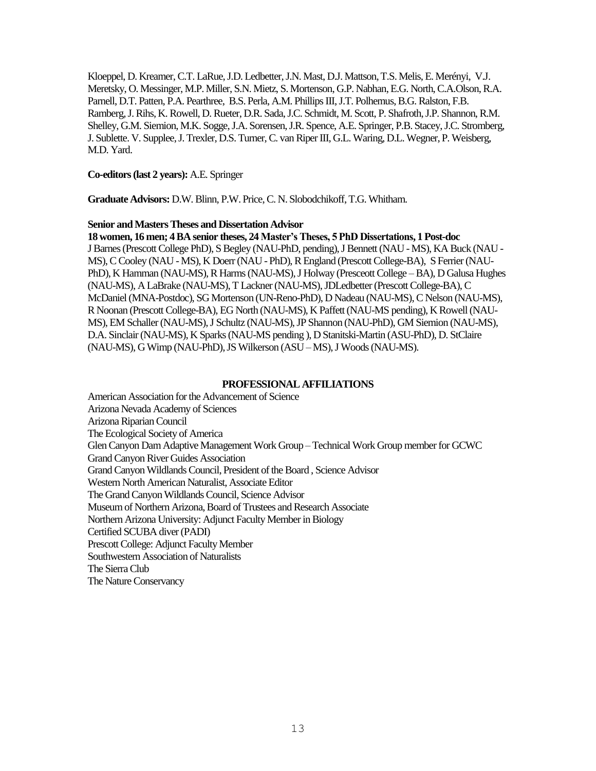Kloeppel, D. Kreamer, C.T. LaRue, J.D. Ledbetter, J.N. Mast, D.J. Mattson, T.S. Melis, E. Merényi, V.J. Meretsky, O. Messinger, M.P. Miller, S.N. Mietz, S. Mortenson, G.P. Nabhan, E.G. North, C.A.Olson, R.A. Parnell, D.T. Patten, P.A. Pearthree, B.S. Perla, A.M. Phillips III, J.T. Polhemus, B.G. Ralston, F.B. Ramberg, J. Rihs, K. Rowell, D. Rueter, D.R. Sada, J.C. Schmidt, M. Scott, P. Shafroth, J.P. Shannon, R.M. Shelley, G.M. Siemion, M.K. Sogge, J.A. Sorensen, J.R. Spence, A.E. Springer, P.B. Stacey, J.C. Stromberg, J. Sublette. V. Supplee, J. Trexler, D.S. Turner, C. van Riper III, G.L. Waring, D.L. Wegner, P. Weisberg, M.D. Yard.

**Co-editors (last 2 years):** A.E. Springer

**Graduate Advisors:** D.W. Blinn, P.W. Price, C. N. Slobodchikoff, T.G. Whitham.

**Senior and Masters Theses and Dissertation Advisor**

**18 women, 16 men; 4 BA senior theses, 24 Master's Theses, 5 PhD Dissertations, 1 Post-doc**

J Barnes (Prescott College PhD), S Begley (NAU-PhD, pending), J Bennett (NAU - MS), KA Buck (NAU - MS), C Cooley (NAU - MS), K Doerr (NAU - PhD), R England (Prescott College-BA), S Ferrier (NAU-PhD), K Hamman (NAU-MS), R Harms (NAU-MS), J Holway (Presceott College – BA), D Galusa Hughes (NAU-MS), A LaBrake (NAU-MS), T Lackner (NAU-MS), JDLedbetter (Prescott College-BA), C McDaniel (MNA-Postdoc), SG Mortenson (UN-Reno-PhD), D Nadeau (NAU-MS), C Nelson (NAU-MS), R Noonan (Prescott College-BA), EG North (NAU-MS), K Paffett (NAU-MS pending), K Rowell (NAU-MS), EM Schaller (NAU-MS), J Schultz (NAU-MS), JP Shannon (NAU-PhD), GM Siemion (NAU-MS), D.A. Sinclair (NAU-MS), K Sparks (NAU-MS pending ), D Stanitski-Martin (ASU-PhD), D. StClaire (NAU-MS), G Wimp (NAU-PhD), JS Wilkerson (ASU – MS), J Woods (NAU-MS).

## PROFESSIONAL AFFILIATIONS

American Association for the Advancement of Science  
Arizona Nevada Academy of Sciences  
Arizona Riparian Council  
The Ecological Society of America  
Glen Canyon Dam Adaptive Management Work Group – Technical Work Group member for GCWC  
Grand Canyon River Guides Association  
Grand Canyon Wildlands Council, President of the Board , Science Advisor  
Western North American Naturalist, Associate Editor  
The Grand Canyon Wildlands Council, Science Advisor  
Museum of Northern Arizona, Board of Trustees and Research Associate  
Northern Arizona University: Adjunct Faculty Member in Biology  
Certified SCUBA diver (PADI)  
Prescott College: Adjunct Faculty Member  
Southwestern Association of Naturalists  
The Sierra Club  
The Nature Conservancy